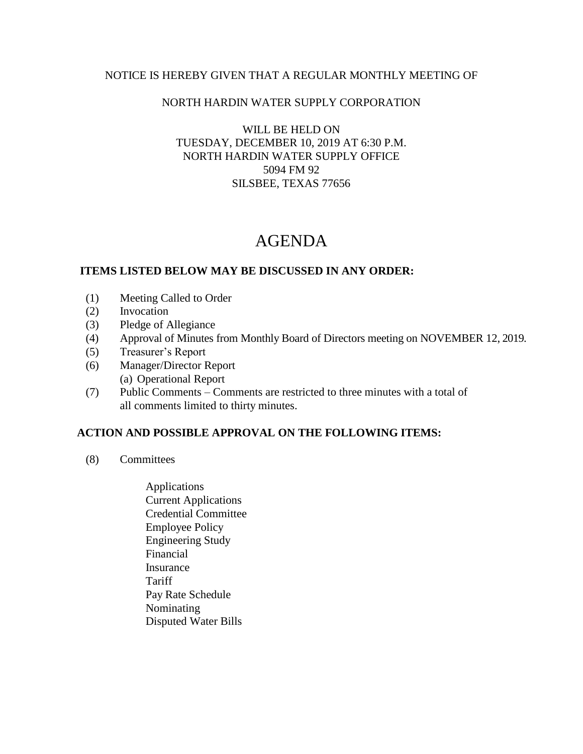NOTICE IS HEREBY GIVEN THAT A REGULAR MONTHLY MEETING OF

NORTH HARDIN WATER SUPPLY CORPORATION

WILL BE HELD ON
TUESDAY, DECEMBER 10, 2019 AT 6:30 P.M.
NORTH HARDIN WATER SUPPLY OFFICE
5094 FM 92
SILSBEE, TEXAS 77656

# AGENDA

**ITEMS LISTED BELOW MAY BE DISCUSSED IN ANY ORDER:**

(1) Meeting Called to Order
(2) Invocation
(3) Pledge of Allegiance
(4) Approval of Minutes from Monthly Board of Directors meeting on NOVEMBER 12, 2019.
(5) Treasurer's Report
(6) Manager/Director Report
    (a) Operational Report
(7) Public Comments – Comments are restricted to three minutes with a total of all comments limited to thirty minutes.

**ACTION AND POSSIBLE APPROVAL ON THE FOLLOWING ITEMS:**

(8) Committees

- Applications
- Current Applications
- Credential Committee
- Employee Policy
- Engineering Study
- Financial
- Insurance
- Tariff
- Pay Rate Schedule
- Nominating
- Disputed Water Bills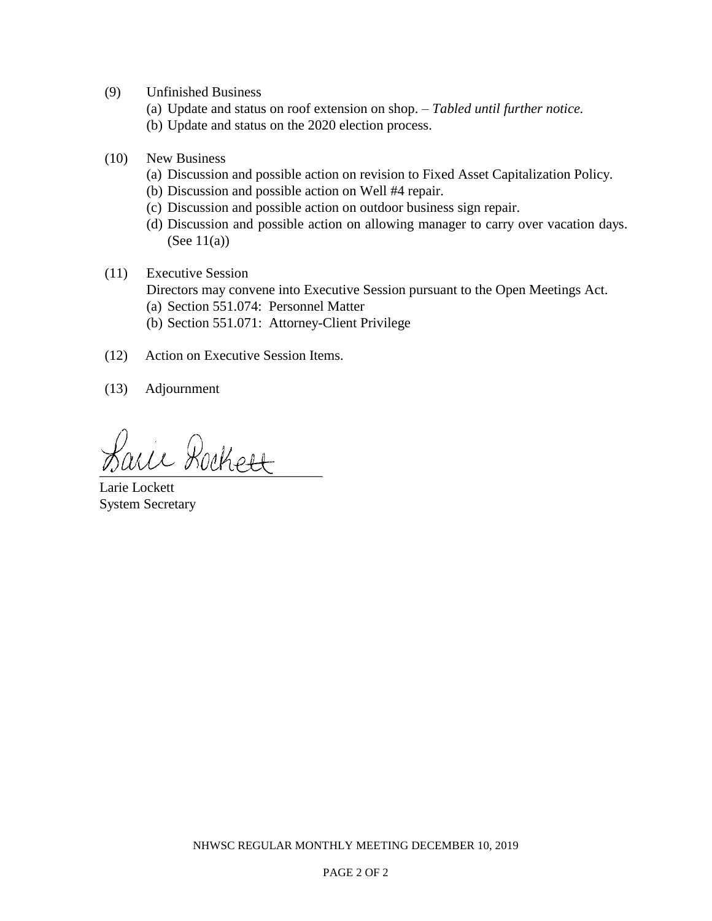(9) Unfinished Business

(a) Update and status on roof extension on shop. – *Tabled until further notice.*

(b) Update and status on the 2020 election process.

(10) New Business

(a) Discussion and possible action on revision to Fixed Asset Capitalization Policy.

(b) Discussion and possible action on Well #4 repair.

(c) Discussion and possible action on outdoor business sign repair.

(d) Discussion and possible action on allowing manager to carry over vacation days. (See 11(a))

(11) Executive Session

Directors may convene into Executive Session pursuant to the Open Meetings Act.

(a) Section 551.074: Personnel Matter

(b) Section 551.071: Attorney-Client Privilege

(12) Action on Executive Session Items.

(13) Adjournment

Larie Lockett

Larie Lockett
System Secretary

NHWSC REGULAR MONTHLY MEETING DECEMBER 10, 2019